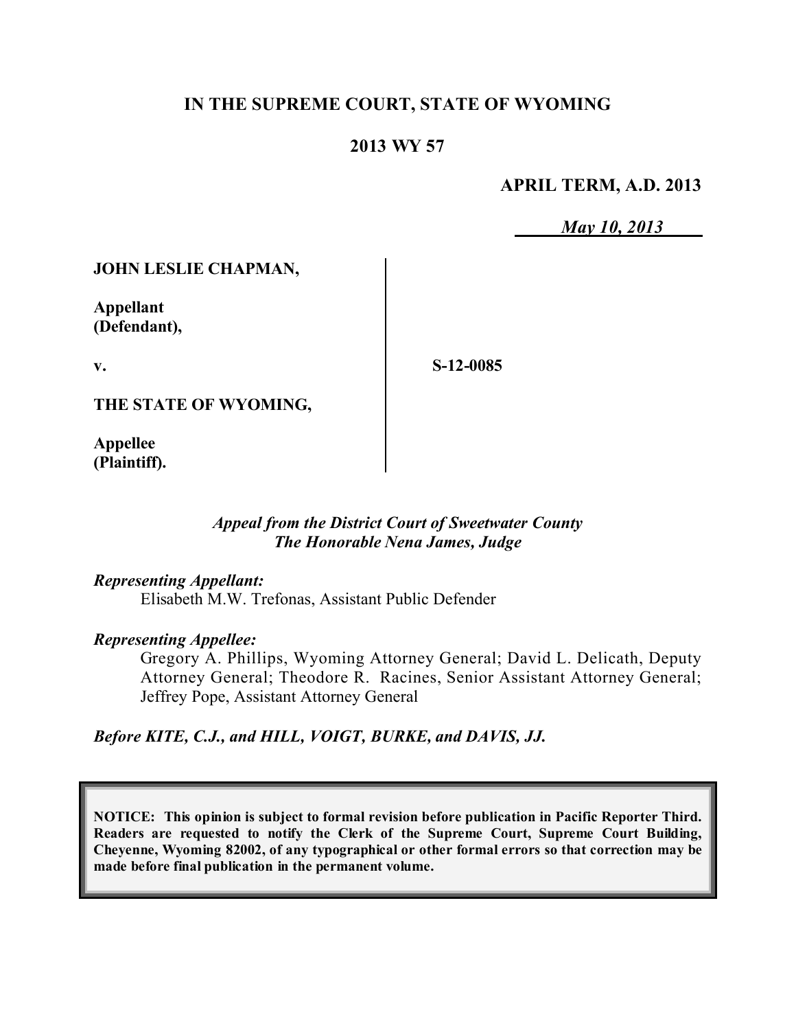**IN THE SUPREME COURT, STATE OF WYOMING**

**2013 WY 57**

**APRIL TERM, A.D. 2013**

*May 10, 2013*

| | |
|---|---|
| **JOHN LESLIE CHAPMAN,**<br><br>**Appellant (Defendant),**<br><br>**v.**<br><br>**THE STATE OF WYOMING,**<br><br>**Appellee (Plaintiff).** | **S-12-0085** |

*Appeal from the District Court of Sweetwater County*
*The Honorable Nena James, Judge*

*Representing Appellant:*
Elisabeth M.W. Trefonas, Assistant Public Defender

*Representing Appellee:*
Gregory A. Phillips, Wyoming Attorney General; David L. Delicath, Deputy Attorney General; Theodore R. Racines, Senior Assistant Attorney General; Jeffrey Pope, Assistant Attorney General

*Before KITE, C.J., and HILL, VOIGT, BURKE, and DAVIS, JJ.*

**NOTICE: This opinion is subject to formal revision before publication in Pacific Reporter Third. Readers are requested to notify the Clerk of the Supreme Court, Supreme Court Building, Cheyenne, Wyoming 82002, of any typographical or other formal errors so that correction may be made before final publication in the permanent volume.**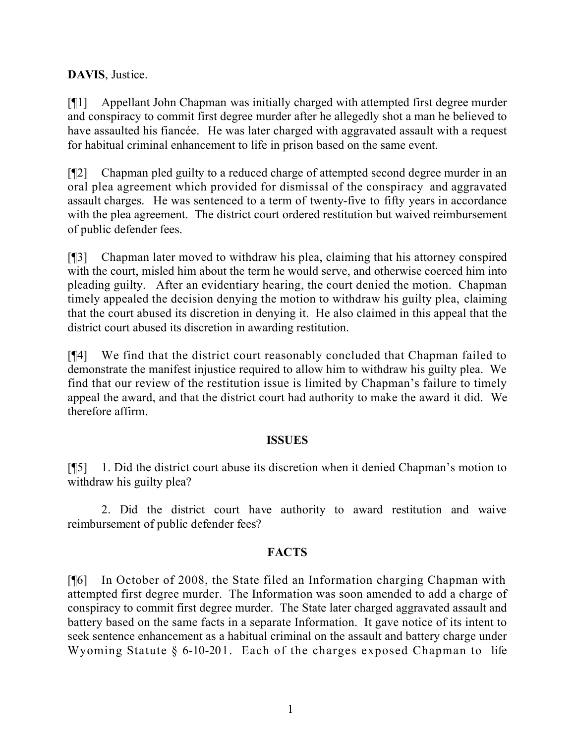**DAVIS**, Justice.

[¶1] Appellant John Chapman was initially charged with attempted first degree murder and conspiracy to commit first degree murder after he allegedly shot a man he believed to have assaulted his fiancée. He was later charged with aggravated assault with a request for habitual criminal enhancement to life in prison based on the same event.

[¶2] Chapman pled guilty to a reduced charge of attempted second degree murder in an oral plea agreement which provided for dismissal of the conspiracy and aggravated assault charges. He was sentenced to a term of twenty-five to fifty years in accordance with the plea agreement. The district court ordered restitution but waived reimbursement of public defender fees.

[¶3] Chapman later moved to withdraw his plea, claiming that his attorney conspired with the court, misled him about the term he would serve, and otherwise coerced him into pleading guilty. After an evidentiary hearing, the court denied the motion. Chapman timely appealed the decision denying the motion to withdraw his guilty plea, claiming that the court abused its discretion in denying it. He also claimed in this appeal that the district court abused its discretion in awarding restitution.

[¶4] We find that the district court reasonably concluded that Chapman failed to demonstrate the manifest injustice required to allow him to withdraw his guilty plea. We find that our review of the restitution issue is limited by Chapman's failure to timely appeal the award, and that the district court had authority to make the award it did. We therefore affirm.

## ISSUES

[¶5] 1. Did the district court abuse its discretion when it denied Chapman's motion to withdraw his guilty plea?

2. Did the district court have authority to award restitution and waive reimbursement of public defender fees?

## FACTS

[¶6] In October of 2008, the State filed an Information charging Chapman with attempted first degree murder. The Information was soon amended to add a charge of conspiracy to commit first degree murder. The State later charged aggravated assault and battery based on the same facts in a separate Information. It gave notice of its intent to seek sentence enhancement as a habitual criminal on the assault and battery charge under Wyoming Statute § 6-10-201. Each of the charges exposed Chapman to life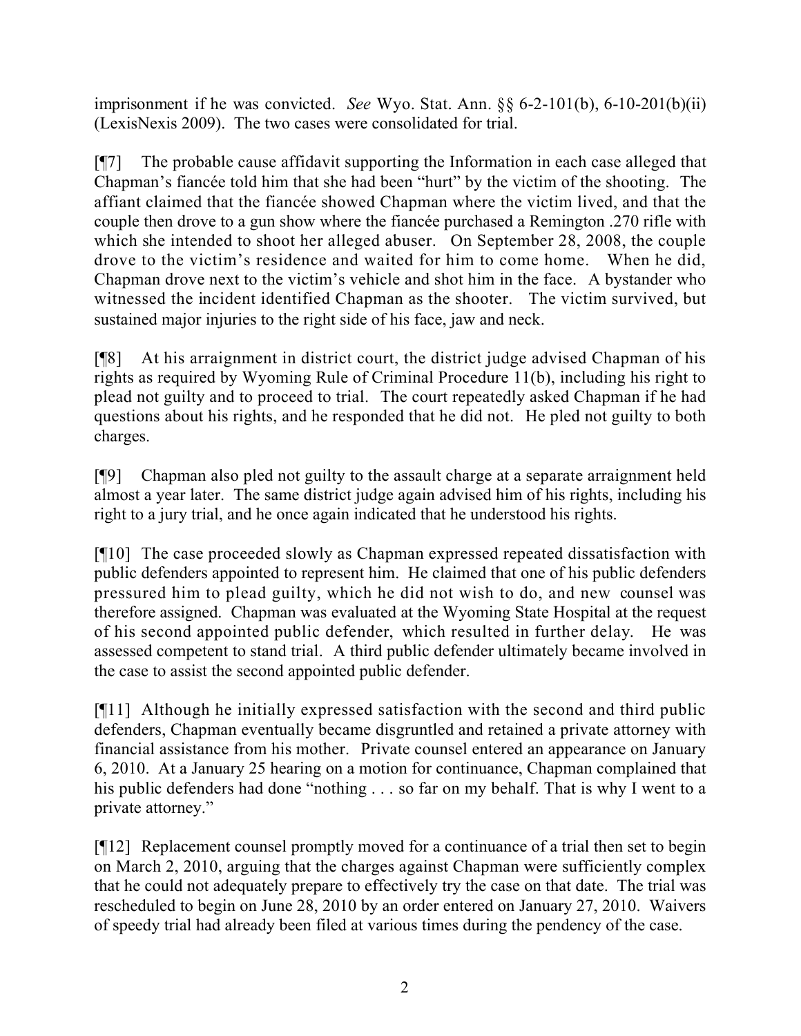imprisonment if he was convicted. *See* Wyo. Stat. Ann. §§ 6-2-101(b), 6-10-201(b)(ii) (LexisNexis 2009). The two cases were consolidated for trial.

[¶7] The probable cause affidavit supporting the Information in each case alleged that Chapman's fiancée told him that she had been "hurt" by the victim of the shooting. The affiant claimed that the fiancée showed Chapman where the victim lived, and that the couple then drove to a gun show where the fiancée purchased a Remington .270 rifle with which she intended to shoot her alleged abuser. On September 28, 2008, the couple drove to the victim's residence and waited for him to come home. When he did, Chapman drove next to the victim's vehicle and shot him in the face. A bystander who witnessed the incident identified Chapman as the shooter. The victim survived, but sustained major injuries to the right side of his face, jaw and neck.

[¶8] At his arraignment in district court, the district judge advised Chapman of his rights as required by Wyoming Rule of Criminal Procedure 11(b), including his right to plead not guilty and to proceed to trial. The court repeatedly asked Chapman if he had questions about his rights, and he responded that he did not. He pled not guilty to both charges.

[¶9] Chapman also pled not guilty to the assault charge at a separate arraignment held almost a year later. The same district judge again advised him of his rights, including his right to a jury trial, and he once again indicated that he understood his rights.

[¶10] The case proceeded slowly as Chapman expressed repeated dissatisfaction with public defenders appointed to represent him. He claimed that one of his public defenders pressured him to plead guilty, which he did not wish to do, and new counsel was therefore assigned. Chapman was evaluated at the Wyoming State Hospital at the request of his second appointed public defender, which resulted in further delay. He was assessed competent to stand trial. A third public defender ultimately became involved in the case to assist the second appointed public defender.

[¶11] Although he initially expressed satisfaction with the second and third public defenders, Chapman eventually became disgruntled and retained a private attorney with financial assistance from his mother. Private counsel entered an appearance on January 6, 2010. At a January 25 hearing on a motion for continuance, Chapman complained that his public defenders had done "nothing . . . so far on my behalf. That is why I went to a private attorney."

[¶12] Replacement counsel promptly moved for a continuance of a trial then set to begin on March 2, 2010, arguing that the charges against Chapman were sufficiently complex that he could not adequately prepare to effectively try the case on that date. The trial was rescheduled to begin on June 28, 2010 by an order entered on January 27, 2010. Waivers of speedy trial had already been filed at various times during the pendency of the case.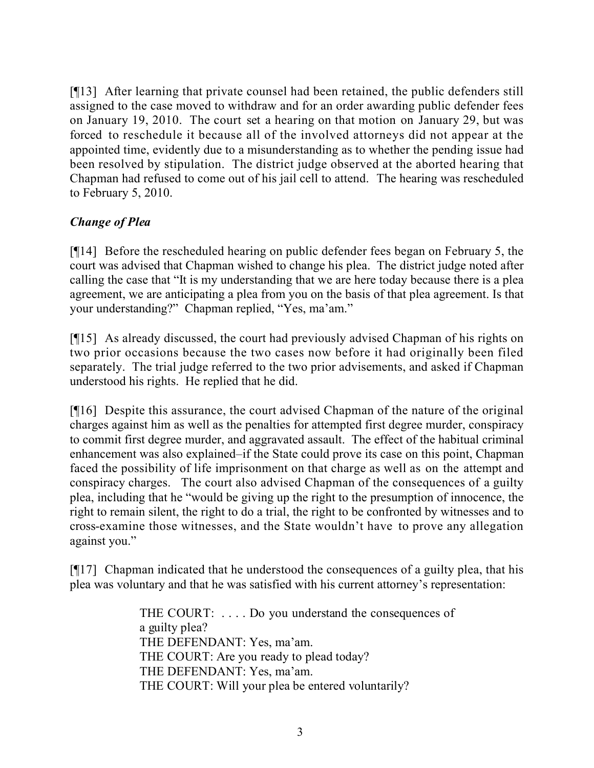[¶13] After learning that private counsel had been retained, the public defenders still assigned to the case moved to withdraw and for an order awarding public defender fees on January 19, 2010. The court set a hearing on that motion on January 29, but was forced to reschedule it because all of the involved attorneys did not appear at the appointed time, evidently due to a misunderstanding as to whether the pending issue had been resolved by stipulation. The district judge observed at the aborted hearing that Chapman had refused to come out of his jail cell to attend. The hearing was rescheduled to February 5, 2010.

### *Change of Plea*

[¶14] Before the rescheduled hearing on public defender fees began on February 5, the court was advised that Chapman wished to change his plea. The district judge noted after calling the case that "It is my understanding that we are here today because there is a plea agreement, we are anticipating a plea from you on the basis of that plea agreement. Is that your understanding?" Chapman replied, "Yes, ma'am."

[¶15] As already discussed, the court had previously advised Chapman of his rights on two prior occasions because the two cases now before it had originally been filed separately. The trial judge referred to the two prior advisements, and asked if Chapman understood his rights. He replied that he did.

[¶16] Despite this assurance, the court advised Chapman of the nature of the original charges against him as well as the penalties for attempted first degree murder, conspiracy to commit first degree murder, and aggravated assault. The effect of the habitual criminal enhancement was also explained–if the State could prove its case on this point, Chapman faced the possibility of life imprisonment on that charge as well as on the attempt and conspiracy charges. The court also advised Chapman of the consequences of a guilty plea, including that he "would be giving up the right to the presumption of innocence, the right to remain silent, the right to do a trial, the right to be confronted by witnesses and to cross-examine those witnesses, and the State wouldn't have to prove any allegation against you."

[¶17] Chapman indicated that he understood the consequences of a guilty plea, that his plea was voluntary and that he was satisfied with his current attorney's representation:

> THE COURT: . . . . Do you understand the consequences of a guilty plea?
> THE DEFENDANT: Yes, ma'am.
> THE COURT: Are you ready to plead today?
> THE DEFENDANT: Yes, ma'am.
> THE COURT: Will your plea be entered voluntarily?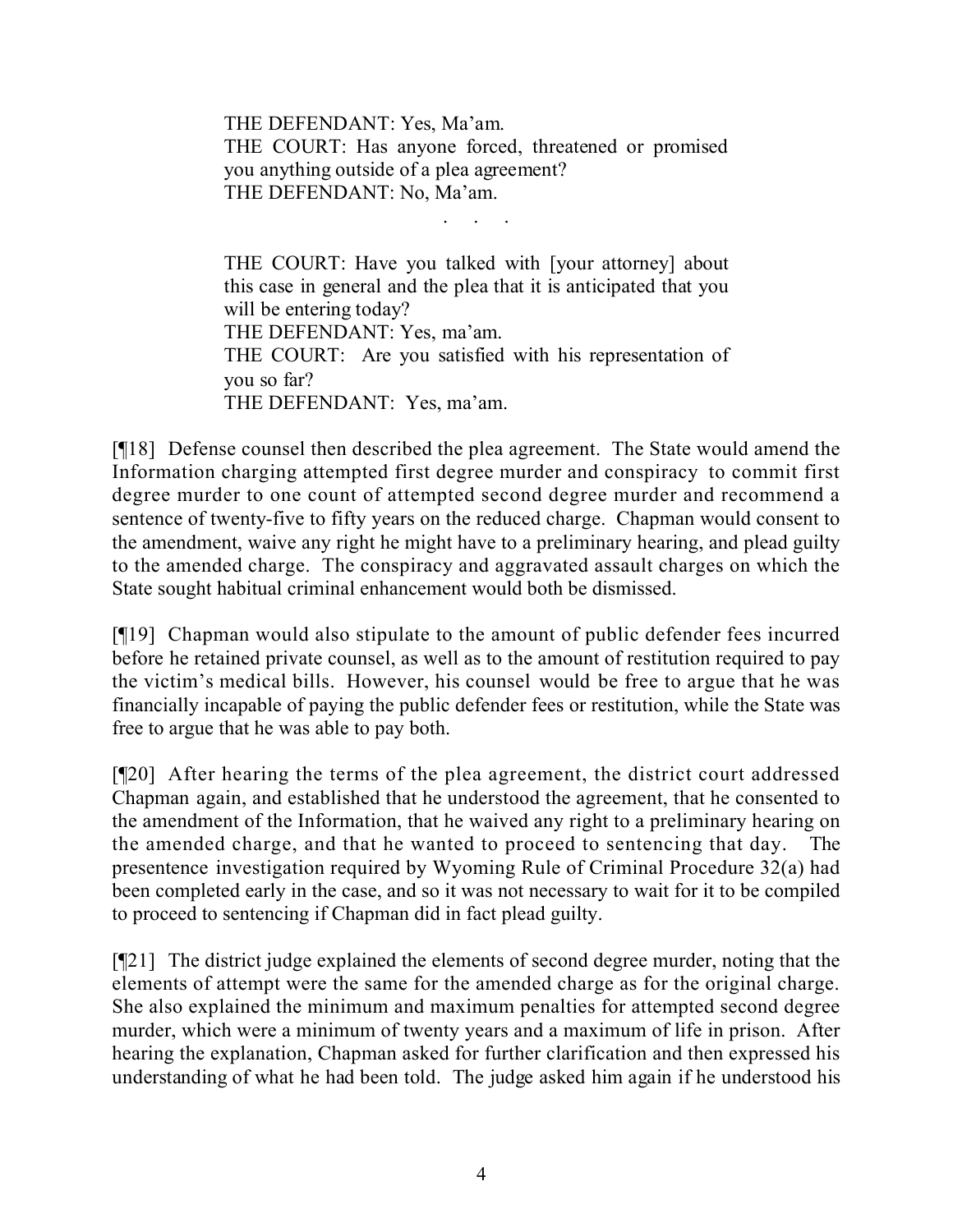> THE DEFENDANT: Yes, Ma'am.
> THE COURT: Has anyone forced, threatened or promised you anything outside of a plea agreement?
> THE DEFENDANT: No, Ma'am.
>
> . . .
>
> THE COURT: Have you talked with [your attorney] about this case in general and the plea that it is anticipated that you will be entering today?
> THE DEFENDANT: Yes, ma'am.
> THE COURT: Are you satisfied with his representation of you so far?
> THE DEFENDANT: Yes, ma'am.

[¶18] Defense counsel then described the plea agreement. The State would amend the Information charging attempted first degree murder and conspiracy to commit first degree murder to one count of attempted second degree murder and recommend a sentence of twenty-five to fifty years on the reduced charge. Chapman would consent to the amendment, waive any right he might have to a preliminary hearing, and plead guilty to the amended charge. The conspiracy and aggravated assault charges on which the State sought habitual criminal enhancement would both be dismissed.

[¶19] Chapman would also stipulate to the amount of public defender fees incurred before he retained private counsel, as well as to the amount of restitution required to pay the victim's medical bills. However, his counsel would be free to argue that he was financially incapable of paying the public defender fees or restitution, while the State was free to argue that he was able to pay both.

[¶20] After hearing the terms of the plea agreement, the district court addressed Chapman again, and established that he understood the agreement, that he consented to the amendment of the Information, that he waived any right to a preliminary hearing on the amended charge, and that he wanted to proceed to sentencing that day. The presentence investigation required by Wyoming Rule of Criminal Procedure 32(a) had been completed early in the case, and so it was not necessary to wait for it to be compiled to proceed to sentencing if Chapman did in fact plead guilty.

[¶21] The district judge explained the elements of second degree murder, noting that the elements of attempt were the same for the amended charge as for the original charge. She also explained the minimum and maximum penalties for attempted second degree murder, which were a minimum of twenty years and a maximum of life in prison. After hearing the explanation, Chapman asked for further clarification and then expressed his understanding of what he had been told. The judge asked him again if he understood his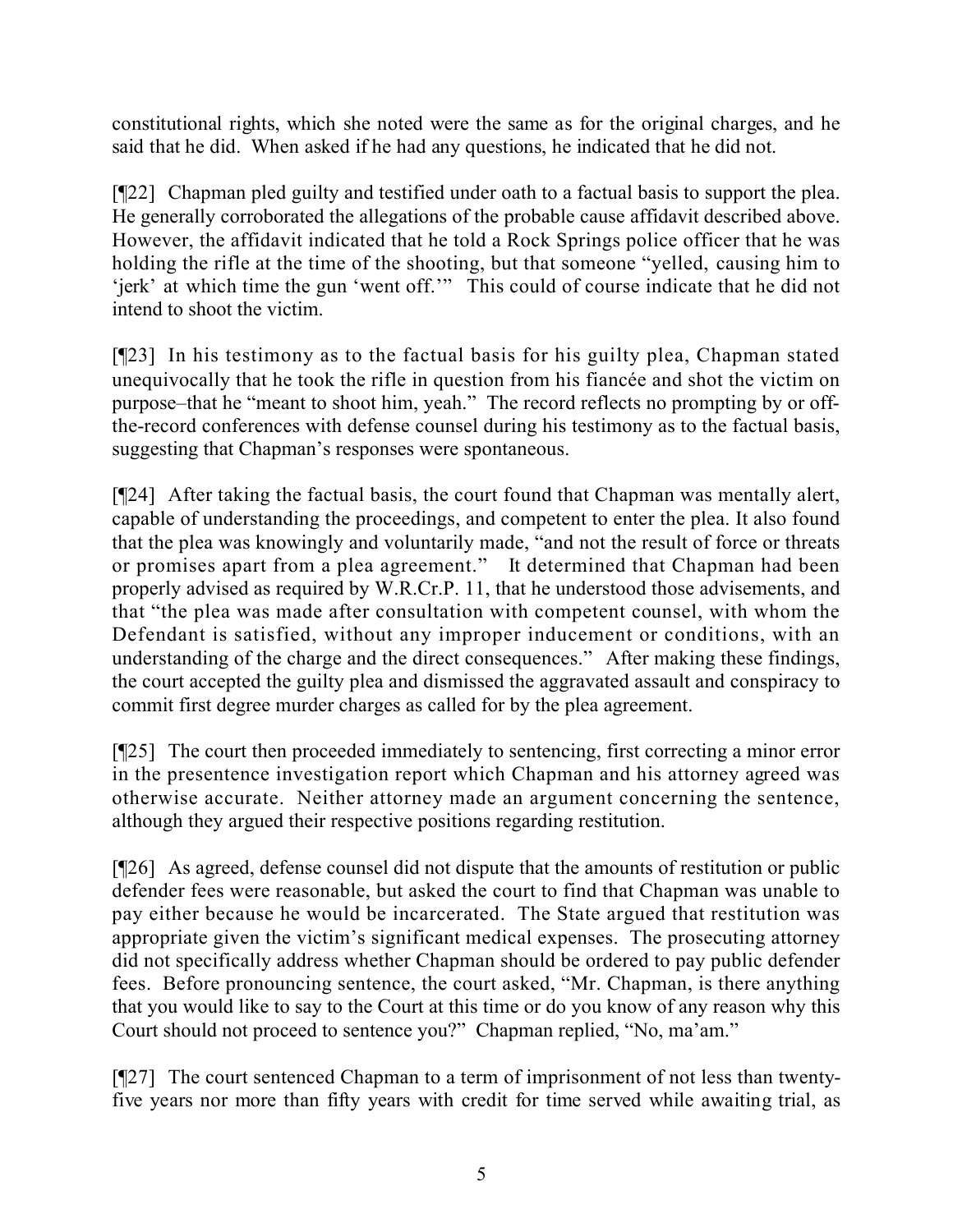constitutional rights, which she noted were the same as for the original charges, and he said that he did. When asked if he had any questions, he indicated that he did not.

[¶22] Chapman pled guilty and testified under oath to a factual basis to support the plea. He generally corroborated the allegations of the probable cause affidavit described above. However, the affidavit indicated that he told a Rock Springs police officer that he was holding the rifle at the time of the shooting, but that someone "yelled, causing him to 'jerk' at which time the gun 'went off.'" This could of course indicate that he did not intend to shoot the victim.

[¶23] In his testimony as to the factual basis for his guilty plea, Chapman stated unequivocally that he took the rifle in question from his fiancée and shot the victim on purpose–that he "meant to shoot him, yeah." The record reflects no prompting by or off-the-record conferences with defense counsel during his testimony as to the factual basis, suggesting that Chapman's responses were spontaneous.

[¶24] After taking the factual basis, the court found that Chapman was mentally alert, capable of understanding the proceedings, and competent to enter the plea. It also found that the plea was knowingly and voluntarily made, "and not the result of force or threats or promises apart from a plea agreement." It determined that Chapman had been properly advised as required by W.R.Cr.P. 11, that he understood those advisements, and that "the plea was made after consultation with competent counsel, with whom the Defendant is satisfied, without any improper inducement or conditions, with an understanding of the charge and the direct consequences." After making these findings, the court accepted the guilty plea and dismissed the aggravated assault and conspiracy to commit first degree murder charges as called for by the plea agreement.

[¶25] The court then proceeded immediately to sentencing, first correcting a minor error in the presentence investigation report which Chapman and his attorney agreed was otherwise accurate. Neither attorney made an argument concerning the sentence, although they argued their respective positions regarding restitution.

[¶26] As agreed, defense counsel did not dispute that the amounts of restitution or public defender fees were reasonable, but asked the court to find that Chapman was unable to pay either because he would be incarcerated. The State argued that restitution was appropriate given the victim's significant medical expenses. The prosecuting attorney did not specifically address whether Chapman should be ordered to pay public defender fees. Before pronouncing sentence, the court asked, "Mr. Chapman, is there anything that you would like to say to the Court at this time or do you know of any reason why this Court should not proceed to sentence you?" Chapman replied, "No, ma'am."

[¶27] The court sentenced Chapman to a term of imprisonment of not less than twenty-five years nor more than fifty years with credit for time served while awaiting trial, as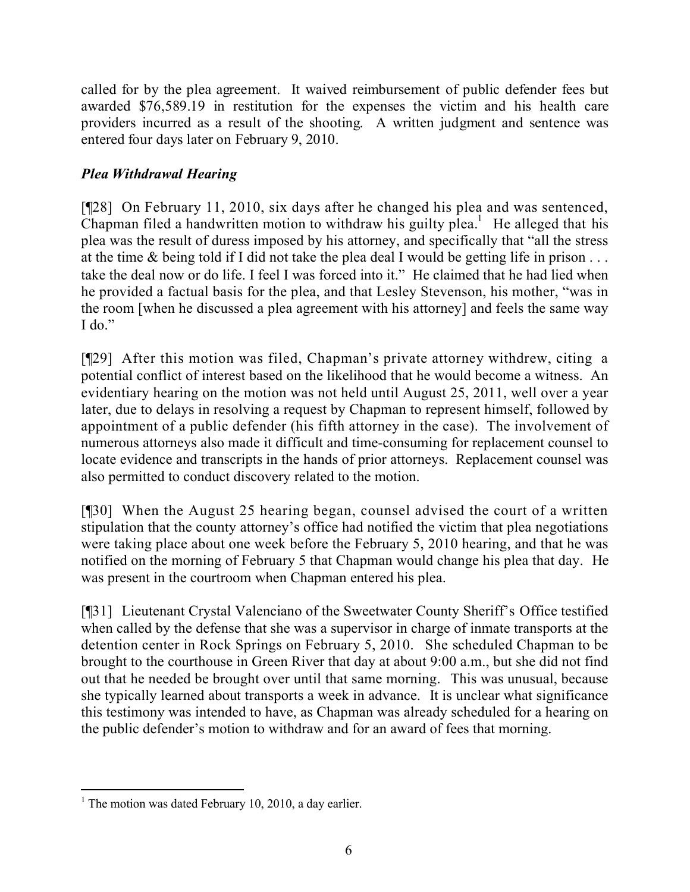called for by the plea agreement. It waived reimbursement of public defender fees but awarded $76,589.19 in restitution for the expenses the victim and his health care providers incurred as a result of the shooting. A written judgment and sentence was entered four days later on February 9, 2010.

### *Plea Withdrawal Hearing*

[¶28] On February 11, 2010, six days after he changed his plea and was sentenced, Chapman filed a handwritten motion to withdraw his guilty plea.[1] He alleged that his plea was the result of duress imposed by his attorney, and specifically that "all the stress at the time & being told if I did not take the plea deal I would be getting life in prison . . . take the deal now or do life. I feel I was forced into it." He claimed that he had lied when he provided a factual basis for the plea, and that Lesley Stevenson, his mother, "was in the room [when he discussed a plea agreement with his attorney] and feels the same way I do."

[¶29] After this motion was filed, Chapman's private attorney withdrew, citing a potential conflict of interest based on the likelihood that he would become a witness. An evidentiary hearing on the motion was not held until August 25, 2011, well over a year later, due to delays in resolving a request by Chapman to represent himself, followed by appointment of a public defender (his fifth attorney in the case). The involvement of numerous attorneys also made it difficult and time-consuming for replacement counsel to locate evidence and transcripts in the hands of prior attorneys. Replacement counsel was also permitted to conduct discovery related to the motion.

[¶30] When the August 25 hearing began, counsel advised the court of a written stipulation that the county attorney's office had notified the victim that plea negotiations were taking place about one week before the February 5, 2010 hearing, and that he was notified on the morning of February 5 that Chapman would change his plea that day. He was present in the courtroom when Chapman entered his plea.

[¶31] Lieutenant Crystal Valenciano of the Sweetwater County Sheriff's Office testified when called by the defense that she was a supervisor in charge of inmate transports at the detention center in Rock Springs on February 5, 2010. She scheduled Chapman to be brought to the courthouse in Green River that day at about 9:00 a.m., but she did not find out that he needed be brought over until that same morning. This was unusual, because she typically learned about transports a week in advance. It is unclear what significance this testimony was intended to have, as Chapman was already scheduled for a hearing on the public defender's motion to withdraw and for an award of fees that morning.

---

[1] The motion was dated February 10, 2010, a day earlier.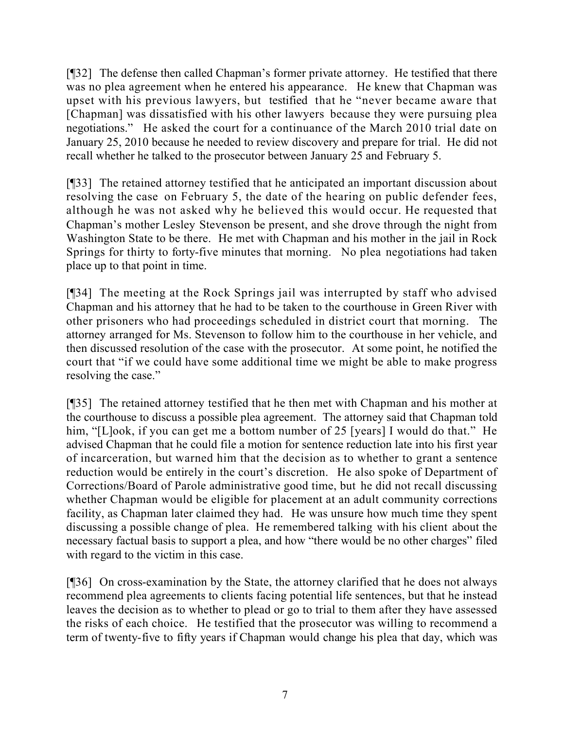[¶32] The defense then called Chapman's former private attorney. He testified that there was no plea agreement when he entered his appearance. He knew that Chapman was upset with his previous lawyers, but testified that he "never became aware that [Chapman] was dissatisfied with his other lawyers because they were pursuing plea negotiations." He asked the court for a continuance of the March 2010 trial date on January 25, 2010 because he needed to review discovery and prepare for trial. He did not recall whether he talked to the prosecutor between January 25 and February 5.

[¶33] The retained attorney testified that he anticipated an important discussion about resolving the case on February 5, the date of the hearing on public defender fees, although he was not asked why he believed this would occur. He requested that Chapman's mother Lesley Stevenson be present, and she drove through the night from Washington State to be there. He met with Chapman and his mother in the jail in Rock Springs for thirty to forty-five minutes that morning. No plea negotiations had taken place up to that point in time.

[¶34] The meeting at the Rock Springs jail was interrupted by staff who advised Chapman and his attorney that he had to be taken to the courthouse in Green River with other prisoners who had proceedings scheduled in district court that morning. The attorney arranged for Ms. Stevenson to follow him to the courthouse in her vehicle, and then discussed resolution of the case with the prosecutor. At some point, he notified the court that "if we could have some additional time we might be able to make progress resolving the case."

[¶35] The retained attorney testified that he then met with Chapman and his mother at the courthouse to discuss a possible plea agreement. The attorney said that Chapman told him, "[L]ook, if you can get me a bottom number of 25 [years] I would do that." He advised Chapman that he could file a motion for sentence reduction late into his first year of incarceration, but warned him that the decision as to whether to grant a sentence reduction would be entirely in the court's discretion. He also spoke of Department of Corrections/Board of Parole administrative good time, but he did not recall discussing whether Chapman would be eligible for placement at an adult community corrections facility, as Chapman later claimed they had. He was unsure how much time they spent discussing a possible change of plea. He remembered talking with his client about the necessary factual basis to support a plea, and how "there would be no other charges" filed with regard to the victim in this case.

[¶36] On cross-examination by the State, the attorney clarified that he does not always recommend plea agreements to clients facing potential life sentences, but that he instead leaves the decision as to whether to plead or go to trial to them after they have assessed the risks of each choice. He testified that the prosecutor was willing to recommend a term of twenty-five to fifty years if Chapman would change his plea that day, which was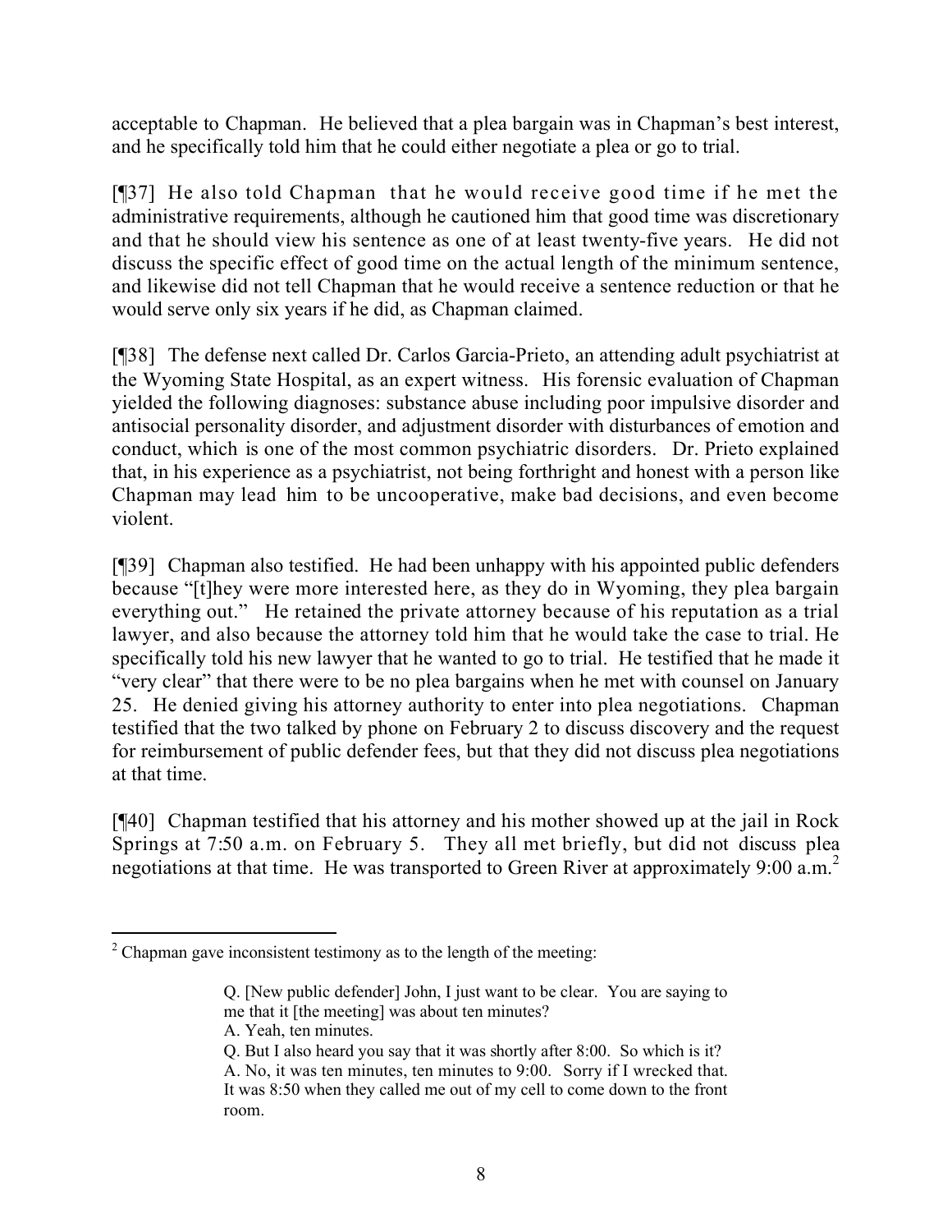acceptable to Chapman. He believed that a plea bargain was in Chapman's best interest, and he specifically told him that he could either negotiate a plea or go to trial.

[¶37] He also told Chapman that he would receive good time if he met the administrative requirements, although he cautioned him that good time was discretionary and that he should view his sentence as one of at least twenty-five years. He did not discuss the specific effect of good time on the actual length of the minimum sentence, and likewise did not tell Chapman that he would receive a sentence reduction or that he would serve only six years if he did, as Chapman claimed.

[¶38] The defense next called Dr. Carlos Garcia-Prieto, an attending adult psychiatrist at the Wyoming State Hospital, as an expert witness. His forensic evaluation of Chapman yielded the following diagnoses: substance abuse including poor impulsive disorder and antisocial personality disorder, and adjustment disorder with disturbances of emotion and conduct, which is one of the most common psychiatric disorders. Dr. Prieto explained that, in his experience as a psychiatrist, not being forthright and honest with a person like Chapman may lead him to be uncooperative, make bad decisions, and even become violent.

[¶39] Chapman also testified. He had been unhappy with his appointed public defenders because "[t]hey were more interested here, as they do in Wyoming, they plea bargain everything out." He retained the private attorney because of his reputation as a trial lawyer, and also because the attorney told him that he would take the case to trial. He specifically told his new lawyer that he wanted to go to trial. He testified that he made it "very clear" that there were to be no plea bargains when he met with counsel on January 25. He denied giving his attorney authority to enter into plea negotiations. Chapman testified that the two talked by phone on February 2 to discuss discovery and the request for reimbursement of public defender fees, but that they did not discuss plea negotiations at that time.

[¶40] Chapman testified that his attorney and his mother showed up at the jail in Rock Springs at 7:50 a.m. on February 5. They all met briefly, but did not discuss plea negotiations at that time. He was transported to Green River at approximately 9:00 a.m.[2]

---

[2] Chapman gave inconsistent testimony as to the length of the meeting:

> Q. [New public defender] John, I just want to be clear. You are saying to me that it [the meeting] was about ten minutes?
> A. Yeah, ten minutes.
> Q. But I also heard you say that it was shortly after 8:00. So which is it?
> A. No, it was ten minutes, ten minutes to 9:00. Sorry if I wrecked that. It was 8:50 when they called me out of my cell to come down to the front room.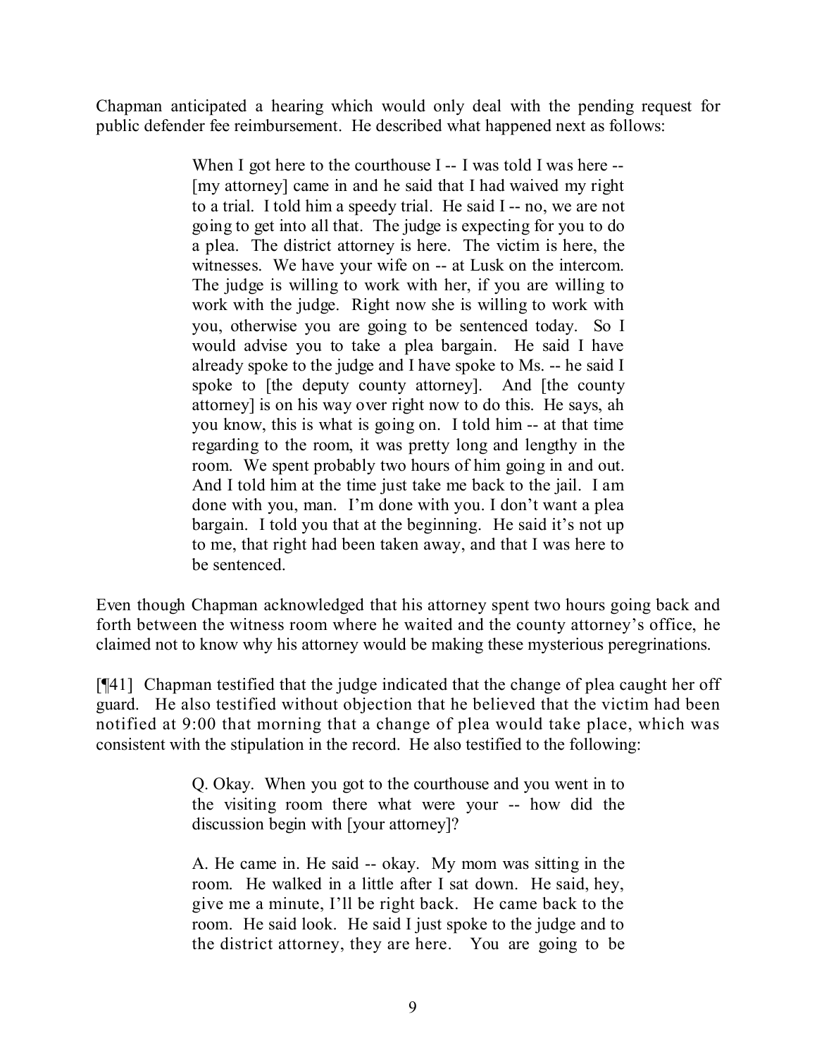Chapman anticipated a hearing which would only deal with the pending request for public defender fee reimbursement. He described what happened next as follows:

> When I got here to the courthouse I -- I was told I was here -- [my attorney] came in and he said that I had waived my right to a trial. I told him a speedy trial. He said I -- no, we are not going to get into all that. The judge is expecting for you to do a plea. The district attorney is here. The victim is here, the witnesses. We have your wife on -- at Lusk on the intercom. The judge is willing to work with her, if you are willing to work with the judge. Right now she is willing to work with you, otherwise you are going to be sentenced today. So I would advise you to take a plea bargain. He said I have already spoke to the judge and I have spoke to Ms. -- he said I spoke to [the deputy county attorney]. And [the county attorney] is on his way over right now to do this. He says, ah you know, this is what is going on. I told him -- at that time regarding to the room, it was pretty long and lengthy in the room. We spent probably two hours of him going in and out. And I told him at the time just take me back to the jail. I am done with you, man. I'm done with you. I don't want a plea bargain. I told you that at the beginning. He said it's not up to me, that right had been taken away, and that I was here to be sentenced.

Even though Chapman acknowledged that his attorney spent two hours going back and forth between the witness room where he waited and the county attorney's office, he claimed not to know why his attorney would be making these mysterious peregrinations.

[¶41] Chapman testified that the judge indicated that the change of plea caught her off guard. He also testified without objection that he believed that the victim had been notified at 9:00 that morning that a change of plea would take place, which was consistent with the stipulation in the record. He also testified to the following:

> Q. Okay. When you got to the courthouse and you went in to the visiting room there what were your -- how did the discussion begin with [your attorney]?
>
> A. He came in. He said -- okay. My mom was sitting in the room. He walked in a little after I sat down. He said, hey, give me a minute, I'll be right back. He came back to the room. He said look. He said I just spoke to the judge and to the district attorney, they are here. You are going to be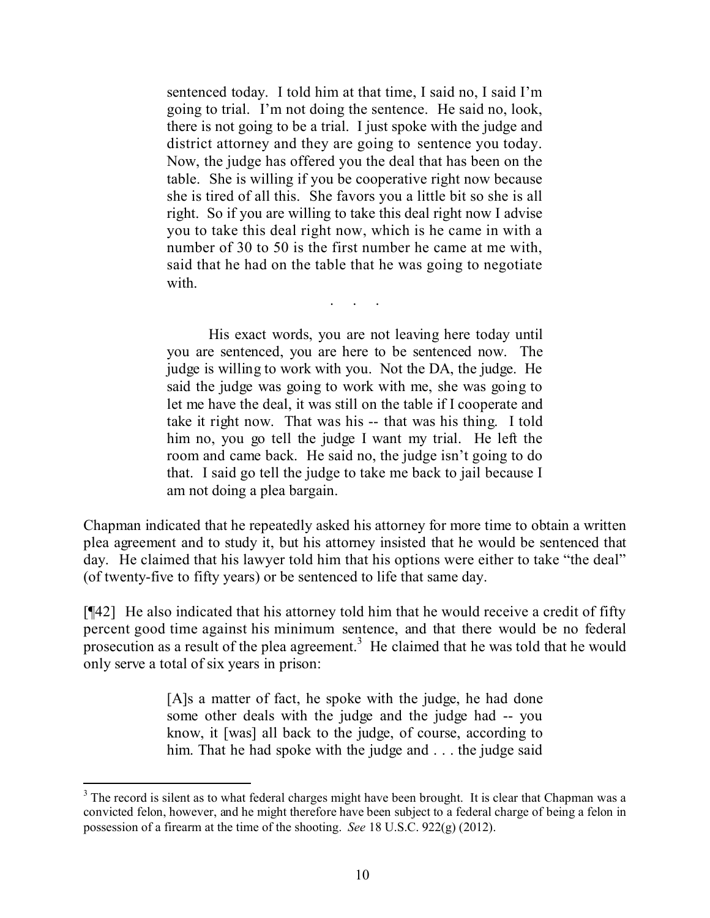> sentenced today. I told him at that time, I said no, I said I'm going to trial. I'm not doing the sentence. He said no, look, there is not going to be a trial. I just spoke with the judge and district attorney and they are going to sentence you today. Now, the judge has offered you the deal that has been on the table. She is willing if you be cooperative right now because she is tired of all this. She favors you a little bit so she is all right. So if you are willing to take this deal right now I advise you to take this deal right now, which is he came in with a number of 30 to 50 is the first number he came at me with, said that he had on the table that he was going to negotiate with.
>
> . . .
>
> His exact words, you are not leaving here today until you are sentenced, you are here to be sentenced now. The judge is willing to work with you. Not the DA, the judge. He said the judge was going to work with me, she was going to let me have the deal, it was still on the table if I cooperate and take it right now. That was his -- that was his thing. I told him no, you go tell the judge I want my trial. He left the room and came back. He said no, the judge isn't going to do that. I said go tell the judge to take me back to jail because I am not doing a plea bargain.

Chapman indicated that he repeatedly asked his attorney for more time to obtain a written plea agreement and to study it, but his attorney insisted that he would be sentenced that day. He claimed that his lawyer told him that his options were either to take "the deal" (of twenty-five to fifty years) or be sentenced to life that same day.

[¶42] He also indicated that his attorney told him that he would receive a credit of fifty percent good time against his minimum sentence, and that there would be no federal prosecution as a result of the plea agreement.[3] He claimed that he was told that he would only serve a total of six years in prison:

> [A]s a matter of fact, he spoke with the judge, he had done some other deals with the judge and the judge had -- you know, it [was] all back to the judge, of course, according to him. That he had spoke with the judge and . . . the judge said

---

[3] The record is silent as to what federal charges might have been brought. It is clear that Chapman was a convicted felon, however, and he might therefore have been subject to a federal charge of being a felon in possession of a firearm at the time of the shooting. *See* 18 U.S.C. 922(g) (2012).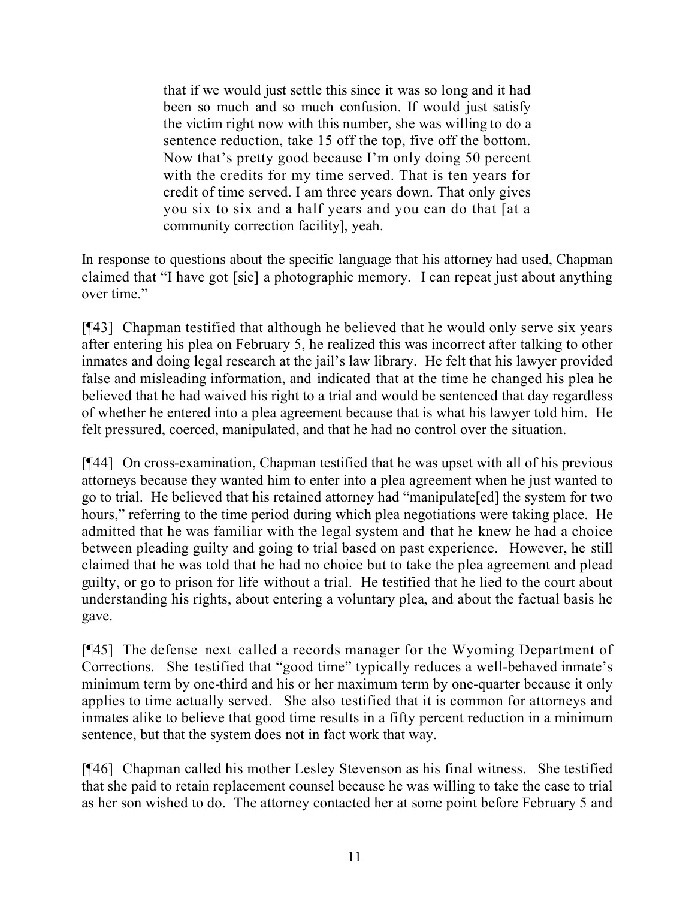> that if we would just settle this since it was so long and it had been so much and so much confusion. If would just satisfy the victim right now with this number, she was willing to do a sentence reduction, take 15 off the top, five off the bottom. Now that's pretty good because I'm only doing 50 percent with the credits for my time served. That is ten years for credit of time served. I am three years down. That only gives you six to six and a half years and you can do that [at a community correction facility], yeah.

In response to questions about the specific language that his attorney had used, Chapman claimed that "I have got [sic] a photographic memory. I can repeat just about anything over time."

[¶43] Chapman testified that although he believed that he would only serve six years after entering his plea on February 5, he realized this was incorrect after talking to other inmates and doing legal research at the jail's law library. He felt that his lawyer provided false and misleading information, and indicated that at the time he changed his plea he believed that he had waived his right to a trial and would be sentenced that day regardless of whether he entered into a plea agreement because that is what his lawyer told him. He felt pressured, coerced, manipulated, and that he had no control over the situation.

[¶44] On cross-examination, Chapman testified that he was upset with all of his previous attorneys because they wanted him to enter into a plea agreement when he just wanted to go to trial. He believed that his retained attorney had "manipulate[ed] the system for two hours," referring to the time period during which plea negotiations were taking place. He admitted that he was familiar with the legal system and that he knew he had a choice between pleading guilty and going to trial based on past experience. However, he still claimed that he was told that he had no choice but to take the plea agreement and plead guilty, or go to prison for life without a trial. He testified that he lied to the court about understanding his rights, about entering a voluntary plea, and about the factual basis he gave.

[¶45] The defense next called a records manager for the Wyoming Department of Corrections. She testified that "good time" typically reduces a well-behaved inmate's minimum term by one-third and his or her maximum term by one-quarter because it only applies to time actually served. She also testified that it is common for attorneys and inmates alike to believe that good time results in a fifty percent reduction in a minimum sentence, but that the system does not in fact work that way.

[¶46] Chapman called his mother Lesley Stevenson as his final witness. She testified that she paid to retain replacement counsel because he was willing to take the case to trial as her son wished to do. The attorney contacted her at some point before February 5 and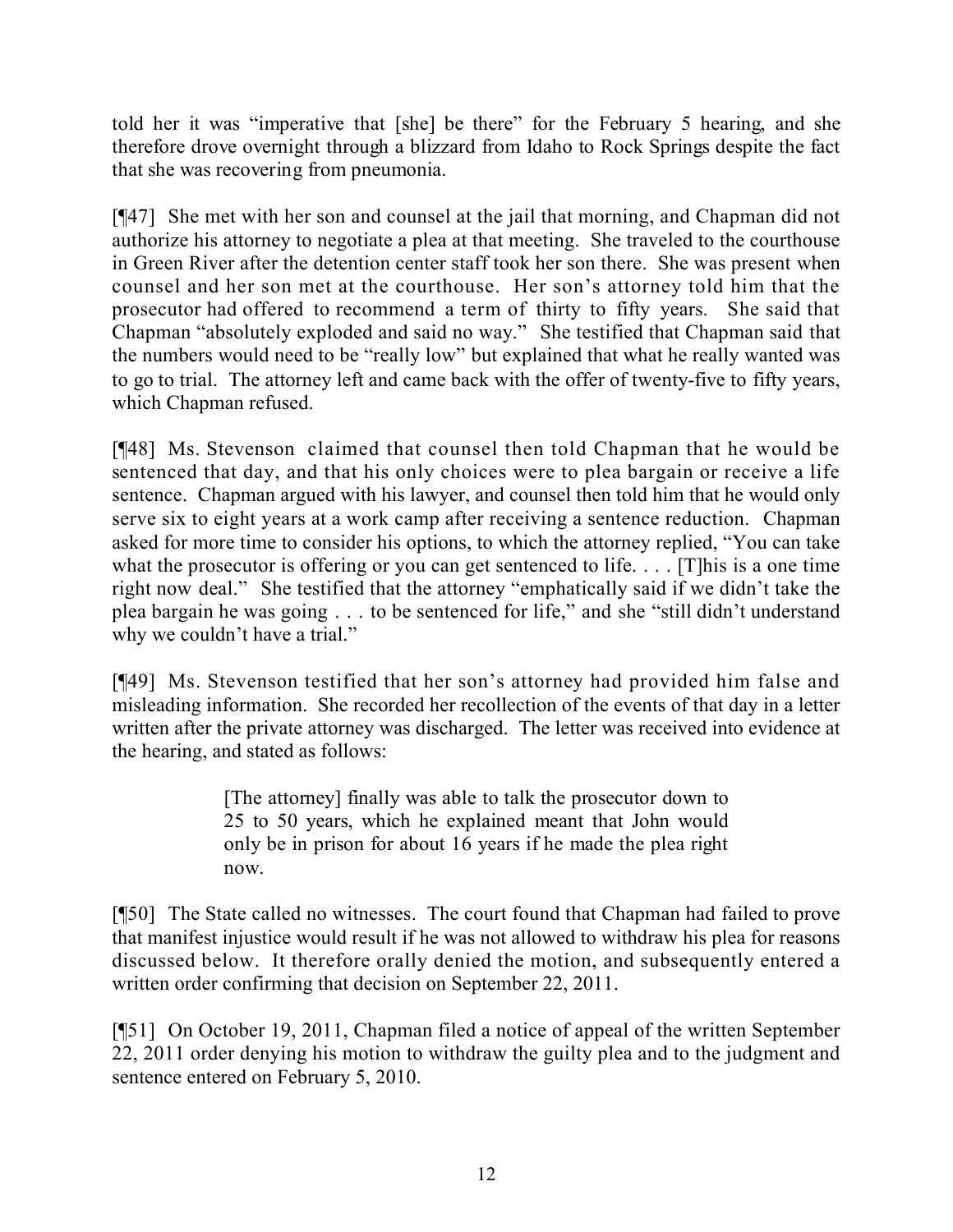told her it was "imperative that [she] be there" for the February 5 hearing, and she therefore drove overnight through a blizzard from Idaho to Rock Springs despite the fact that she was recovering from pneumonia.

[¶47] She met with her son and counsel at the jail that morning, and Chapman did not authorize his attorney to negotiate a plea at that meeting. She traveled to the courthouse in Green River after the detention center staff took her son there. She was present when counsel and her son met at the courthouse. Her son's attorney told him that the prosecutor had offered to recommend a term of thirty to fifty years. She said that Chapman "absolutely exploded and said no way." She testified that Chapman said that the numbers would need to be "really low" but explained that what he really wanted was to go to trial. The attorney left and came back with the offer of twenty-five to fifty years, which Chapman refused.

[¶48] Ms. Stevenson claimed that counsel then told Chapman that he would be sentenced that day, and that his only choices were to plea bargain or receive a life sentence. Chapman argued with his lawyer, and counsel then told him that he would only serve six to eight years at a work camp after receiving a sentence reduction. Chapman asked for more time to consider his options, to which the attorney replied, "You can take what the prosecutor is offering or you can get sentenced to life. . . . [T]his is a one time right now deal." She testified that the attorney "emphatically said if we didn't take the plea bargain he was going . . . to be sentenced for life," and she "still didn't understand why we couldn't have a trial."

[¶49] Ms. Stevenson testified that her son's attorney had provided him false and misleading information. She recorded her recollection of the events of that day in a letter written after the private attorney was discharged. The letter was received into evidence at the hearing, and stated as follows:

> [The attorney] finally was able to talk the prosecutor down to 25 to 50 years, which he explained meant that John would only be in prison for about 16 years if he made the plea right now.

[¶50] The State called no witnesses. The court found that Chapman had failed to prove that manifest injustice would result if he was not allowed to withdraw his plea for reasons discussed below. It therefore orally denied the motion, and subsequently entered a written order confirming that decision on September 22, 2011.

[¶51] On October 19, 2011, Chapman filed a notice of appeal of the written September 22, 2011 order denying his motion to withdraw the guilty plea and to the judgment and sentence entered on February 5, 2010.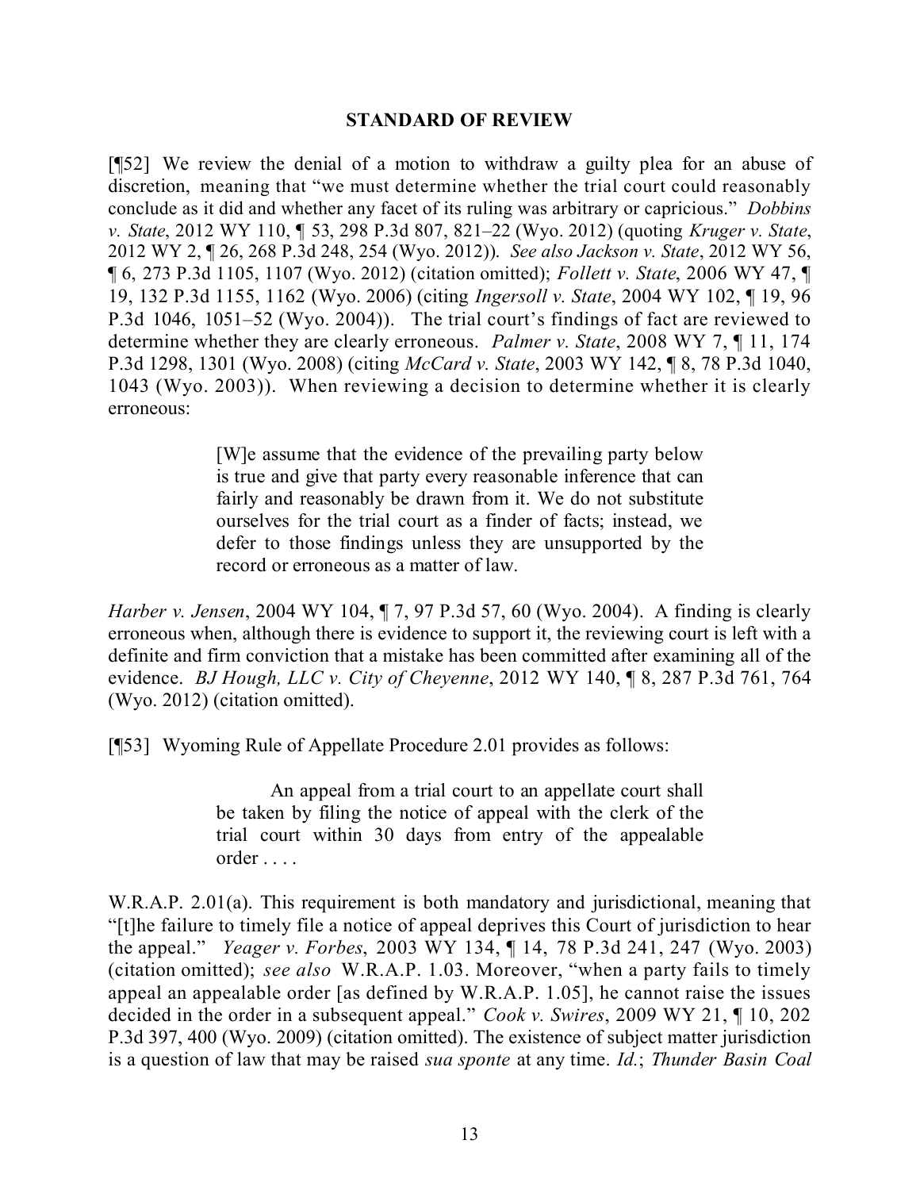## STANDARD OF REVIEW

[¶52] We review the denial of a motion to withdraw a guilty plea for an abuse of discretion, meaning that "we must determine whether the trial court could reasonably conclude as it did and whether any facet of its ruling was arbitrary or capricious." *Dobbins v. State*, 2012 WY 110, ¶ 53, 298 P.3d 807, 821–22 (Wyo. 2012) (quoting *Kruger v. State*, 2012 WY 2, ¶ 26, 268 P.3d 248, 254 (Wyo. 2012)). *See also Jackson v. State*, 2012 WY 56, ¶ 6, 273 P.3d 1105, 1107 (Wyo. 2012) (citation omitted); *Follett v. State*, 2006 WY 47, ¶ 19, 132 P.3d 1155, 1162 (Wyo. 2006) (citing *Ingersoll v. State*, 2004 WY 102, ¶ 19, 96 P.3d 1046, 1051–52 (Wyo. 2004)). The trial court's findings of fact are reviewed to determine whether they are clearly erroneous. *Palmer v. State*, 2008 WY 7, ¶ 11, 174 P.3d 1298, 1301 (Wyo. 2008) (citing *McCard v. State*, 2003 WY 142, ¶ 8, 78 P.3d 1040, 1043 (Wyo. 2003)). When reviewing a decision to determine whether it is clearly erroneous:

> [W]e assume that the evidence of the prevailing party below is true and give that party every reasonable inference that can fairly and reasonably be drawn from it. We do not substitute ourselves for the trial court as a finder of facts; instead, we defer to those findings unless they are unsupported by the record or erroneous as a matter of law.

*Harber v. Jensen*, 2004 WY 104, ¶ 7, 97 P.3d 57, 60 (Wyo. 2004). A finding is clearly erroneous when, although there is evidence to support it, the reviewing court is left with a definite and firm conviction that a mistake has been committed after examining all of the evidence. *BJ Hough, LLC v. City of Cheyenne*, 2012 WY 140, ¶ 8, 287 P.3d 761, 764 (Wyo. 2012) (citation omitted).

[¶53] Wyoming Rule of Appellate Procedure 2.01 provides as follows:

> An appeal from a trial court to an appellate court shall be taken by filing the notice of appeal with the clerk of the trial court within 30 days from entry of the appealable order . . . .

W.R.A.P. 2.01(a). This requirement is both mandatory and jurisdictional, meaning that "[t]he failure to timely file a notice of appeal deprives this Court of jurisdiction to hear the appeal." *Yeager v. Forbes*, 2003 WY 134, ¶ 14, 78 P.3d 241, 247 (Wyo. 2003) (citation omitted); *see also* W.R.A.P. 1.03. Moreover, "when a party fails to timely appeal an appealable order [as defined by W.R.A.P. 1.05], he cannot raise the issues decided in the order in a subsequent appeal." *Cook v. Swires*, 2009 WY 21, ¶ 10, 202 P.3d 397, 400 (Wyo. 2009) (citation omitted). The existence of subject matter jurisdiction is a question of law that may be raised *sua sponte* at any time. *Id.*; *Thunder Basin Coal*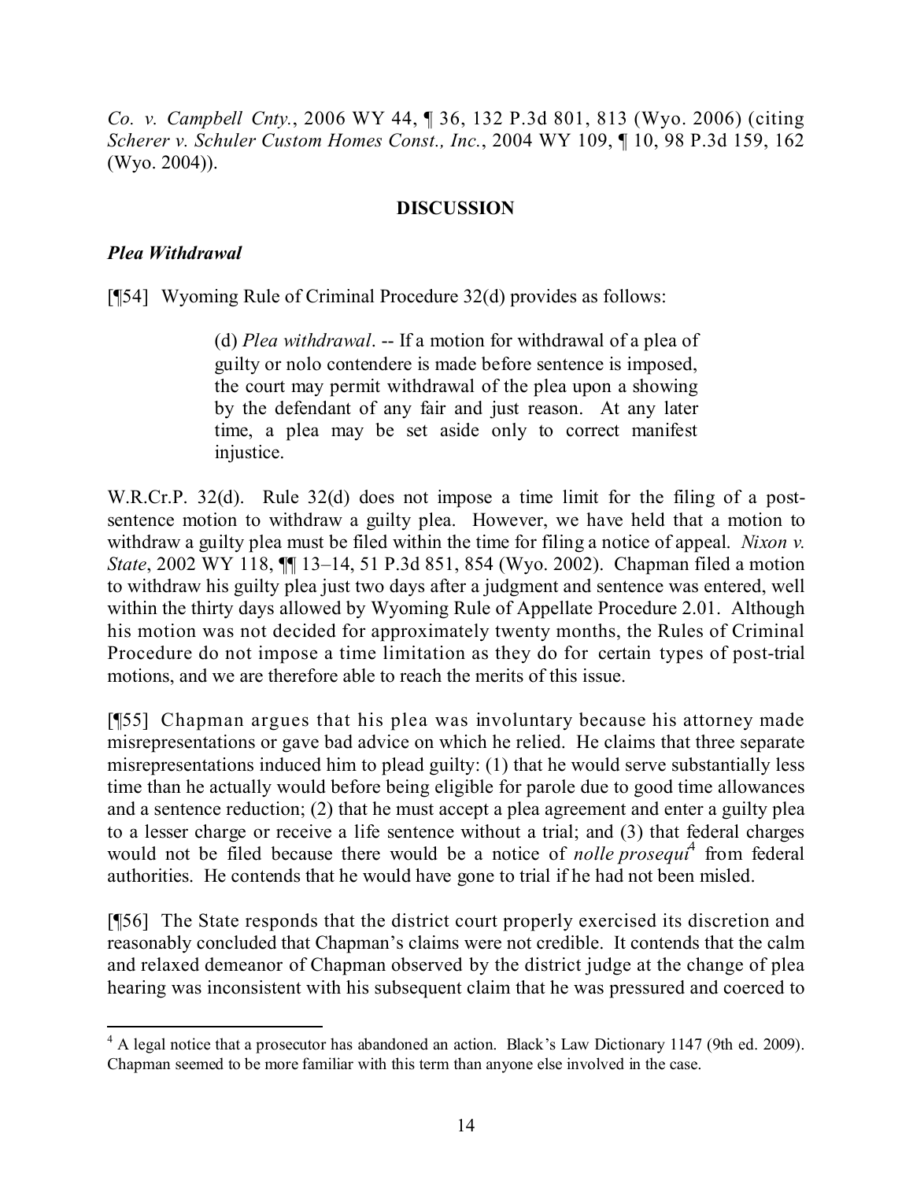*Co. v. Campbell Cnty.*, 2006 WY 44, ¶ 36, 132 P.3d 801, 813 (Wyo. 2006) (citing *Scherer v. Schuler Custom Homes Const., Inc.*, 2004 WY 109, ¶ 10, 98 P.3d 159, 162 (Wyo. 2004)).

## DISCUSSION

### *Plea Withdrawal*

[¶54] Wyoming Rule of Criminal Procedure 32(d) provides as follows:

> (d) *Plea withdrawal*. -- If a motion for withdrawal of a plea of guilty or nolo contendere is made before sentence is imposed, the court may permit withdrawal of the plea upon a showing by the defendant of any fair and just reason. At any later time, a plea may be set aside only to correct manifest injustice.

W.R.Cr.P. 32(d). Rule 32(d) does not impose a time limit for the filing of a post-sentence motion to withdraw a guilty plea. However, we have held that a motion to withdraw a guilty plea must be filed within the time for filing a notice of appeal. *Nixon v. State*, 2002 WY 118, ¶¶ 13–14, 51 P.3d 851, 854 (Wyo. 2002). Chapman filed a motion to withdraw his guilty plea just two days after a judgment and sentence was entered, well within the thirty days allowed by Wyoming Rule of Appellate Procedure 2.01. Although his motion was not decided for approximately twenty months, the Rules of Criminal Procedure do not impose a time limitation as they do for certain types of post-trial motions, and we are therefore able to reach the merits of this issue.

[¶55] Chapman argues that his plea was involuntary because his attorney made misrepresentations or gave bad advice on which he relied. He claims that three separate misrepresentations induced him to plead guilty: (1) that he would serve substantially less time than he actually would before being eligible for parole due to good time allowances and a sentence reduction; (2) that he must accept a plea agreement and enter a guilty plea to a lesser charge or receive a life sentence without a trial; and (3) that federal charges would not be filed because there would be a notice of *nolle prosequi*[4] from federal authorities. He contends that he would have gone to trial if he had not been misled.

[¶56] The State responds that the district court properly exercised its discretion and reasonably concluded that Chapman's claims were not credible. It contends that the calm and relaxed demeanor of Chapman observed by the district judge at the change of plea hearing was inconsistent with his subsequent claim that he was pressured and coerced to

[4] A legal notice that a prosecutor has abandoned an action. Black's Law Dictionary 1147 (9th ed. 2009). Chapman seemed to be more familiar with this term than anyone else involved in the case.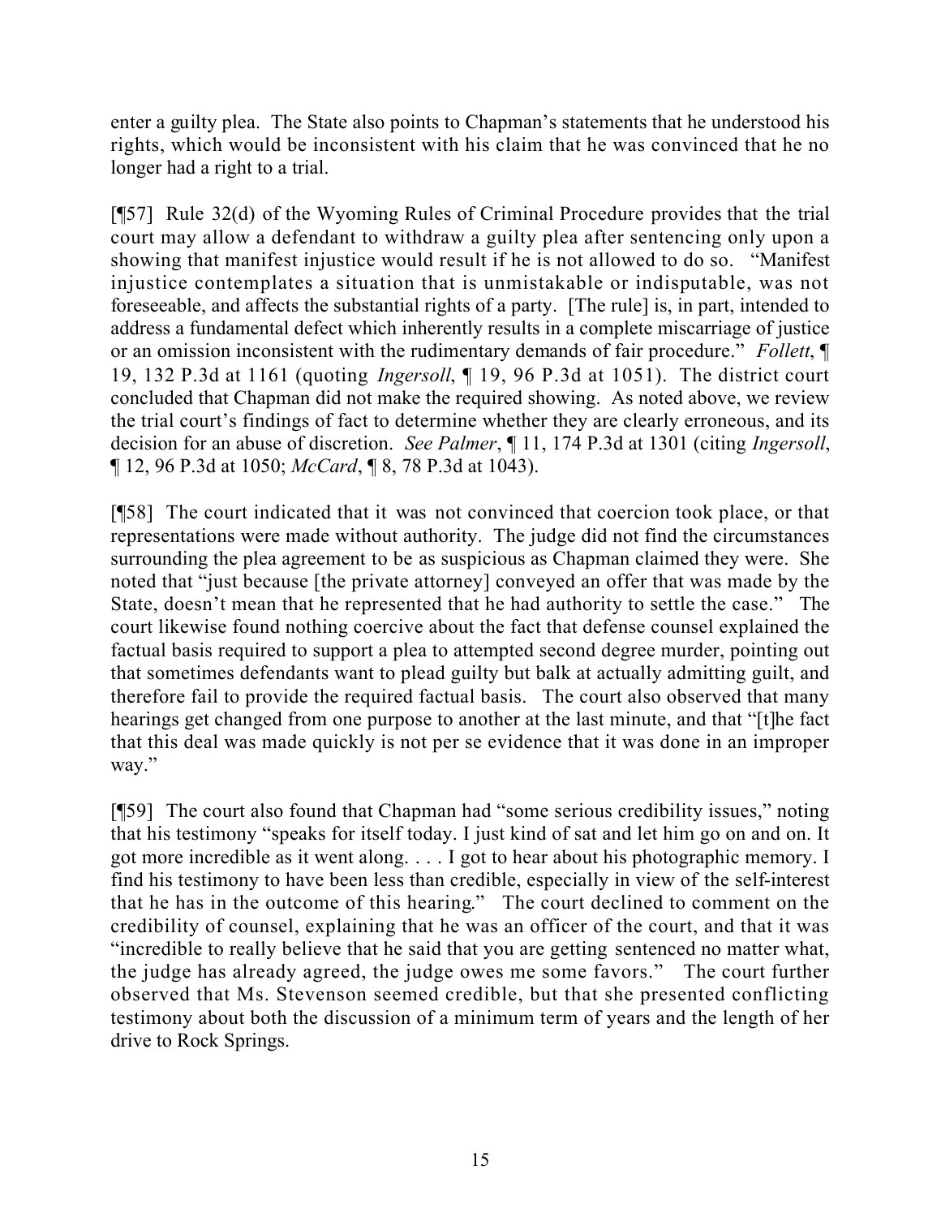enter a guilty plea. The State also points to Chapman's statements that he understood his rights, which would be inconsistent with his claim that he was convinced that he no longer had a right to a trial.

[¶57] Rule 32(d) of the Wyoming Rules of Criminal Procedure provides that the trial court may allow a defendant to withdraw a guilty plea after sentencing only upon a showing that manifest injustice would result if he is not allowed to do so. "Manifest injustice contemplates a situation that is unmistakable or indisputable, was not foreseeable, and affects the substantial rights of a party. [The rule] is, in part, intended to address a fundamental defect which inherently results in a complete miscarriage of justice or an omission inconsistent with the rudimentary demands of fair procedure." *Follett*, ¶ 19, 132 P.3d at 1161 (quoting *Ingersoll*, ¶ 19, 96 P.3d at 1051). The district court concluded that Chapman did not make the required showing. As noted above, we review the trial court's findings of fact to determine whether they are clearly erroneous, and its decision for an abuse of discretion. *See Palmer*, ¶ 11, 174 P.3d at 1301 (citing *Ingersoll*, ¶ 12, 96 P.3d at 1050; *McCard*, ¶ 8, 78 P.3d at 1043).

[¶58] The court indicated that it was not convinced that coercion took place, or that representations were made without authority. The judge did not find the circumstances surrounding the plea agreement to be as suspicious as Chapman claimed they were. She noted that "just because [the private attorney] conveyed an offer that was made by the State, doesn't mean that he represented that he had authority to settle the case." The court likewise found nothing coercive about the fact that defense counsel explained the factual basis required to support a plea to attempted second degree murder, pointing out that sometimes defendants want to plead guilty but balk at actually admitting guilt, and therefore fail to provide the required factual basis. The court also observed that many hearings get changed from one purpose to another at the last minute, and that "[t]he fact that this deal was made quickly is not per se evidence that it was done in an improper way."

[¶59] The court also found that Chapman had "some serious credibility issues," noting that his testimony "speaks for itself today. I just kind of sat and let him go on and on. It got more incredible as it went along. . . . I got to hear about his photographic memory. I find his testimony to have been less than credible, especially in view of the self-interest that he has in the outcome of this hearing." The court declined to comment on the credibility of counsel, explaining that he was an officer of the court, and that it was "incredible to really believe that he said that you are getting sentenced no matter what, the judge has already agreed, the judge owes me some favors." The court further observed that Ms. Stevenson seemed credible, but that she presented conflicting testimony about both the discussion of a minimum term of years and the length of her drive to Rock Springs.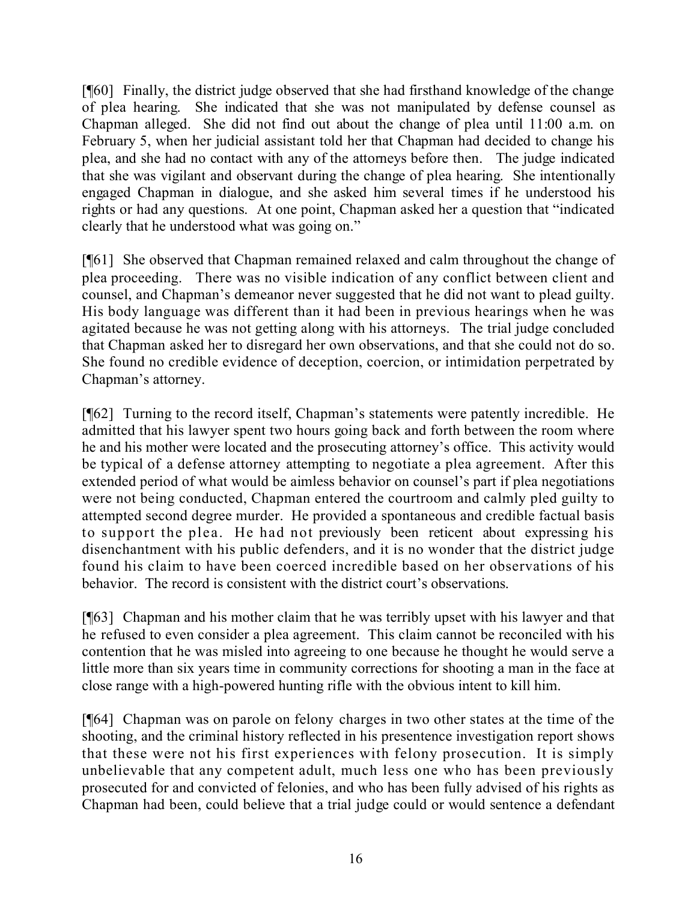[¶60] Finally, the district judge observed that she had firsthand knowledge of the change of plea hearing. She indicated that she was not manipulated by defense counsel as Chapman alleged. She did not find out about the change of plea until 11:00 a.m. on February 5, when her judicial assistant told her that Chapman had decided to change his plea, and she had no contact with any of the attorneys before then. The judge indicated that she was vigilant and observant during the change of plea hearing. She intentionally engaged Chapman in dialogue, and she asked him several times if he understood his rights or had any questions. At one point, Chapman asked her a question that "indicated clearly that he understood what was going on."

[¶61] She observed that Chapman remained relaxed and calm throughout the change of plea proceeding. There was no visible indication of any conflict between client and counsel, and Chapman's demeanor never suggested that he did not want to plead guilty. His body language was different than it had been in previous hearings when he was agitated because he was not getting along with his attorneys. The trial judge concluded that Chapman asked her to disregard her own observations, and that she could not do so. She found no credible evidence of deception, coercion, or intimidation perpetrated by Chapman's attorney.

[¶62] Turning to the record itself, Chapman's statements were patently incredible. He admitted that his lawyer spent two hours going back and forth between the room where he and his mother were located and the prosecuting attorney's office. This activity would be typical of a defense attorney attempting to negotiate a plea agreement. After this extended period of what would be aimless behavior on counsel's part if plea negotiations were not being conducted, Chapman entered the courtroom and calmly pled guilty to attempted second degree murder. He provided a spontaneous and credible factual basis to support the plea. He had not previously been reticent about expressing his disenchantment with his public defenders, and it is no wonder that the district judge found his claim to have been coerced incredible based on her observations of his behavior. The record is consistent with the district court's observations.

[¶63] Chapman and his mother claim that he was terribly upset with his lawyer and that he refused to even consider a plea agreement. This claim cannot be reconciled with his contention that he was misled into agreeing to one because he thought he would serve a little more than six years time in community corrections for shooting a man in the face at close range with a high-powered hunting rifle with the obvious intent to kill him.

[¶64] Chapman was on parole on felony charges in two other states at the time of the shooting, and the criminal history reflected in his presentence investigation report shows that these were not his first experiences with felony prosecution. It is simply unbelievable that any competent adult, much less one who has been previously prosecuted for and convicted of felonies, and who has been fully advised of his rights as Chapman had been, could believe that a trial judge could or would sentence a defendant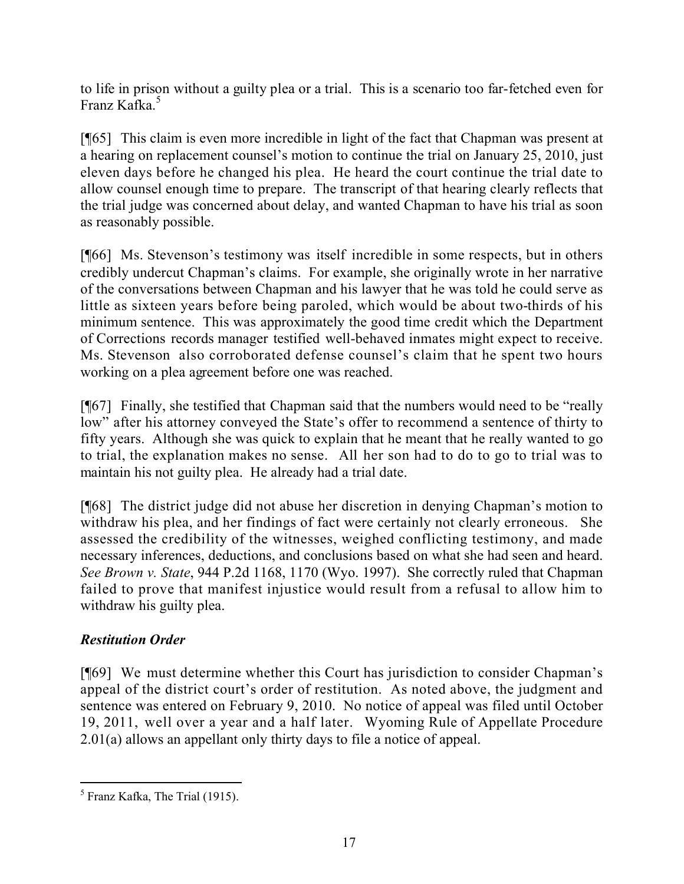to life in prison without a guilty plea or a trial. This is a scenario too far-fetched even for Franz Kafka.[5]

[¶65] This claim is even more incredible in light of the fact that Chapman was present at a hearing on replacement counsel's motion to continue the trial on January 25, 2010, just eleven days before he changed his plea. He heard the court continue the trial date to allow counsel enough time to prepare. The transcript of that hearing clearly reflects that the trial judge was concerned about delay, and wanted Chapman to have his trial as soon as reasonably possible.

[¶66] Ms. Stevenson's testimony was itself incredible in some respects, but in others credibly undercut Chapman's claims. For example, she originally wrote in her narrative of the conversations between Chapman and his lawyer that he was told he could serve as little as sixteen years before being paroled, which would be about two-thirds of his minimum sentence. This was approximately the good time credit which the Department of Corrections records manager testified well-behaved inmates might expect to receive. Ms. Stevenson also corroborated defense counsel's claim that he spent two hours working on a plea agreement before one was reached.

[¶67] Finally, she testified that Chapman said that the numbers would need to be "really low" after his attorney conveyed the State's offer to recommend a sentence of thirty to fifty years. Although she was quick to explain that he meant that he really wanted to go to trial, the explanation makes no sense. All her son had to do to go to trial was to maintain his not guilty plea. He already had a trial date.

[¶68] The district judge did not abuse her discretion in denying Chapman's motion to withdraw his plea, and her findings of fact were certainly not clearly erroneous. She assessed the credibility of the witnesses, weighed conflicting testimony, and made necessary inferences, deductions, and conclusions based on what she had seen and heard. *See Brown v. State*, 944 P.2d 1168, 1170 (Wyo. 1997). She correctly ruled that Chapman failed to prove that manifest injustice would result from a refusal to allow him to withdraw his guilty plea.

### *Restitution Order*

[¶69] We must determine whether this Court has jurisdiction to consider Chapman's appeal of the district court's order of restitution. As noted above, the judgment and sentence was entered on February 9, 2010. No notice of appeal was filed until October 19, 2011, well over a year and a half later. Wyoming Rule of Appellate Procedure 2.01(a) allows an appellant only thirty days to file a notice of appeal.

---

[5] Franz Kafka, The Trial (1915).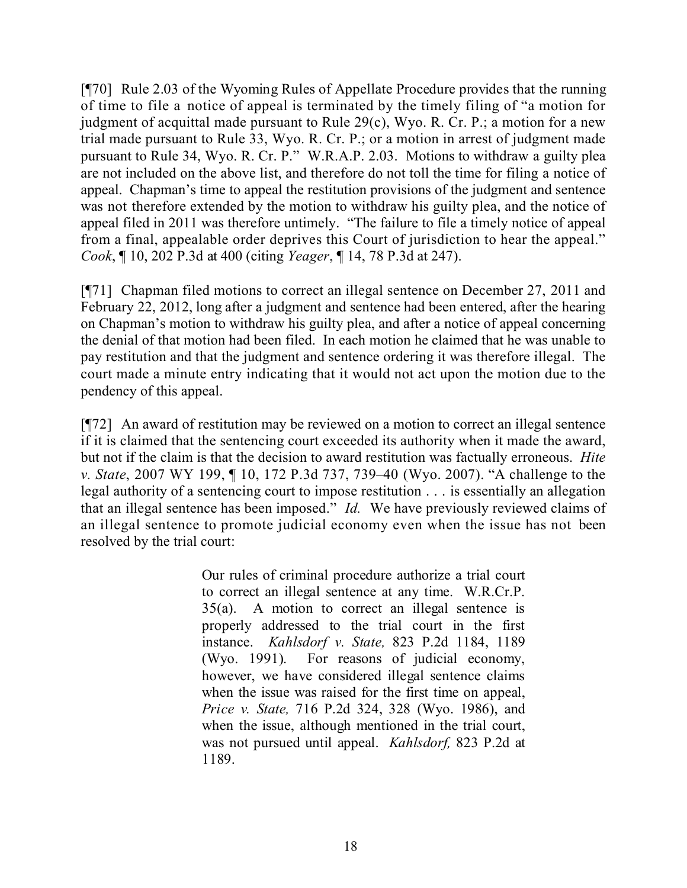[¶70] Rule 2.03 of the Wyoming Rules of Appellate Procedure provides that the running of time to file a notice of appeal is terminated by the timely filing of "a motion for judgment of acquittal made pursuant to Rule 29(c), Wyo. R. Cr. P.; a motion for a new trial made pursuant to Rule 33, Wyo. R. Cr. P.; or a motion in arrest of judgment made pursuant to Rule 34, Wyo. R. Cr. P." W.R.A.P. 2.03. Motions to withdraw a guilty plea are not included on the above list, and therefore do not toll the time for filing a notice of appeal. Chapman's time to appeal the restitution provisions of the judgment and sentence was not therefore extended by the motion to withdraw his guilty plea, and the notice of appeal filed in 2011 was therefore untimely. "The failure to file a timely notice of appeal from a final, appealable order deprives this Court of jurisdiction to hear the appeal." *Cook*, ¶ 10, 202 P.3d at 400 (citing *Yeager*, ¶ 14, 78 P.3d at 247).

[¶71] Chapman filed motions to correct an illegal sentence on December 27, 2011 and February 22, 2012, long after a judgment and sentence had been entered, after the hearing on Chapman's motion to withdraw his guilty plea, and after a notice of appeal concerning the denial of that motion had been filed. In each motion he claimed that he was unable to pay restitution and that the judgment and sentence ordering it was therefore illegal. The court made a minute entry indicating that it would not act upon the motion due to the pendency of this appeal.

[¶72] An award of restitution may be reviewed on a motion to correct an illegal sentence if it is claimed that the sentencing court exceeded its authority when it made the award, but not if the claim is that the decision to award restitution was factually erroneous. *Hite v. State*, 2007 WY 199, ¶ 10, 172 P.3d 737, 739–40 (Wyo. 2007). "A challenge to the legal authority of a sentencing court to impose restitution . . . is essentially an allegation that an illegal sentence has been imposed." *Id.* We have previously reviewed claims of an illegal sentence to promote judicial economy even when the issue has not been resolved by the trial court:

> Our rules of criminal procedure authorize a trial court to correct an illegal sentence at any time. W.R.Cr.P. 35(a). A motion to correct an illegal sentence is properly addressed to the trial court in the first instance. *Kahlsdorf v. State,* 823 P.2d 1184, 1189 (Wyo. 1991). For reasons of judicial economy, however, we have considered illegal sentence claims when the issue was raised for the first time on appeal, *Price v. State,* 716 P.2d 324, 328 (Wyo. 1986), and when the issue, although mentioned in the trial court, was not pursued until appeal. *Kahlsdorf,* 823 P.2d at 1189.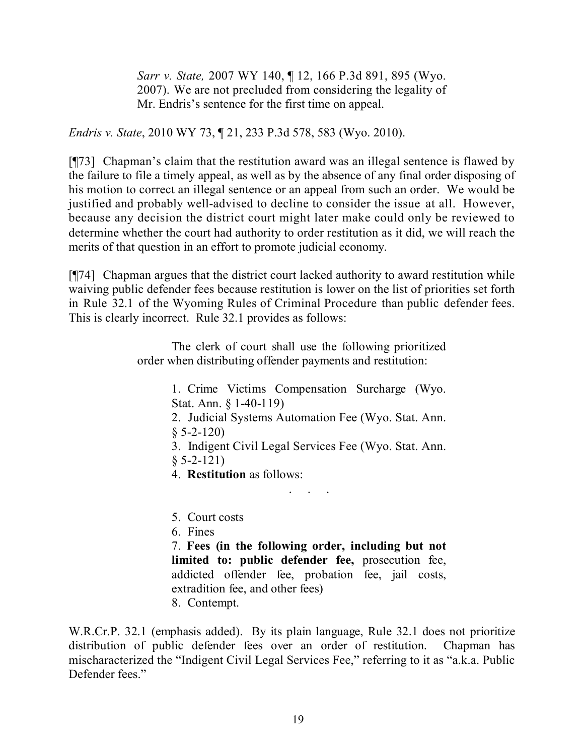> *Sarr v. State,* 2007 WY 140, ¶ 12, 166 P.3d 891, 895 (Wyo. 2007). We are not precluded from considering the legality of Mr. Endris's sentence for the first time on appeal.

*Endris v. State*, 2010 WY 73, ¶ 21, 233 P.3d 578, 583 (Wyo. 2010).

[¶73] Chapman's claim that the restitution award was an illegal sentence is flawed by the failure to file a timely appeal, as well as by the absence of any final order disposing of his motion to correct an illegal sentence or an appeal from such an order. We would be justified and probably well-advised to decline to consider the issue at all. However, because any decision the district court might later make could only be reviewed to determine whether the court had authority to order restitution as it did, we will reach the merits of that question in an effort to promote judicial economy.

[¶74] Chapman argues that the district court lacked authority to award restitution while waiving public defender fees because restitution is lower on the list of priorities set forth in Rule 32.1 of the Wyoming Rules of Criminal Procedure than public defender fees. This is clearly incorrect. Rule 32.1 provides as follows:

> The clerk of court shall use the following prioritized order when distributing offender payments and restitution:
>
> 1. Crime Victims Compensation Surcharge (Wyo. Stat. Ann. § 1-40-119)
> 2. Judicial Systems Automation Fee (Wyo. Stat. Ann. § 5-2-120)
> 3. Indigent Civil Legal Services Fee (Wyo. Stat. Ann. § 5-2-121)
> 4. **Restitution** as follows:
>
> . . .
>
> 5. Court costs
> 6. Fines
> 7. **Fees (in the following order, including but not limited to: public defender fee,** prosecution fee, addicted offender fee, probation fee, jail costs, extradition fee, and other fees)
> 8. Contempt.

W.R.Cr.P. 32.1 (emphasis added). By its plain language, Rule 32.1 does not prioritize distribution of public defender fees over an order of restitution. Chapman has mischaracterized the "Indigent Civil Legal Services Fee," referring to it as "a.k.a. Public Defender fees."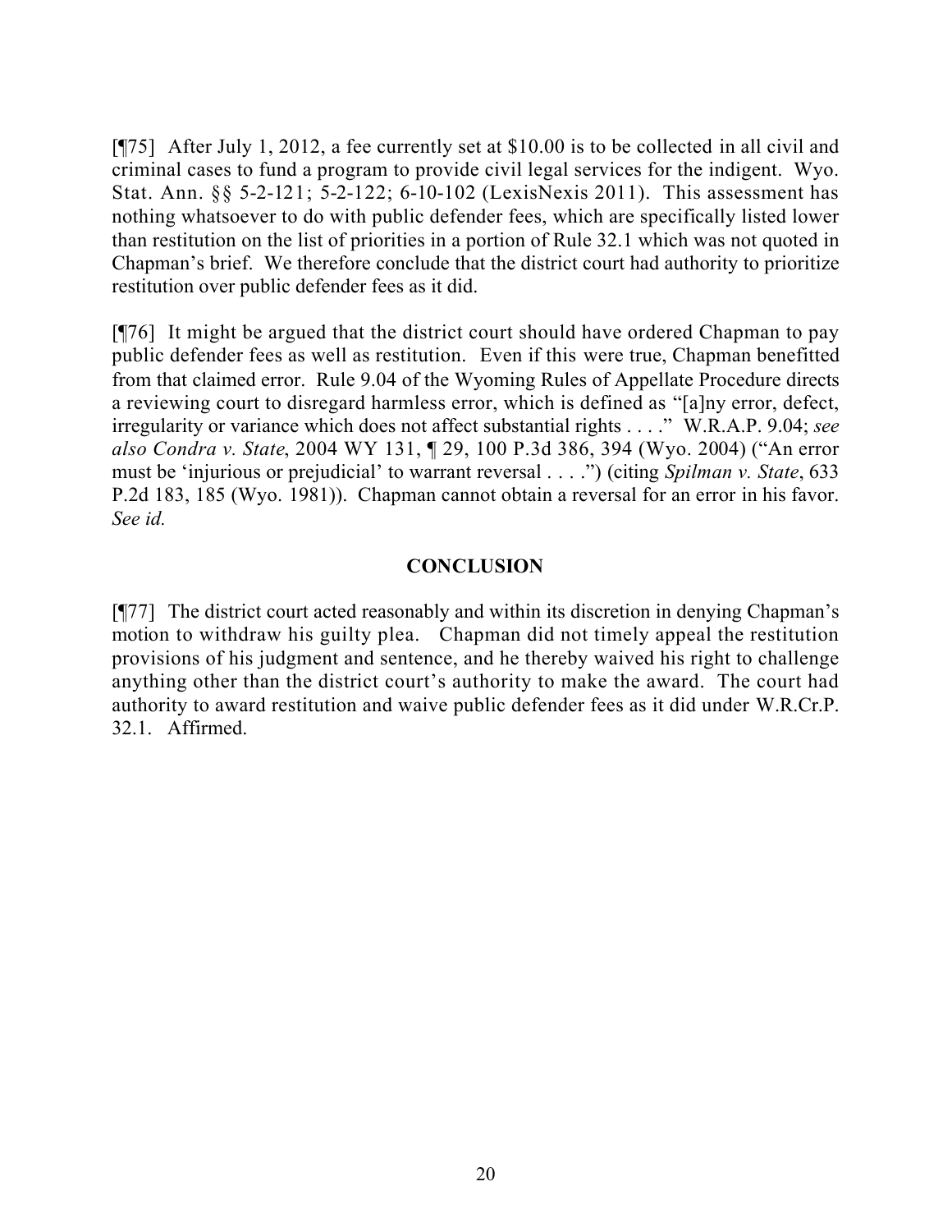[¶75] After July 1, 2012, a fee currently set at $10.00 is to be collected in all civil and criminal cases to fund a program to provide civil legal services for the indigent. Wyo. Stat. Ann. §§ 5-2-121; 5-2-122; 6-10-102 (LexisNexis 2011). This assessment has nothing whatsoever to do with public defender fees, which are specifically listed lower than restitution on the list of priorities in a portion of Rule 32.1 which was not quoted in Chapman's brief. We therefore conclude that the district court had authority to prioritize restitution over public defender fees as it did.

[¶76] It might be argued that the district court should have ordered Chapman to pay public defender fees as well as restitution. Even if this were true, Chapman benefitted from that claimed error. Rule 9.04 of the Wyoming Rules of Appellate Procedure directs a reviewing court to disregard harmless error, which is defined as "[a]ny error, defect, irregularity or variance which does not affect substantial rights . . . ." W.R.A.P. 9.04; *see also Condra v. State*, 2004 WY 131, ¶ 29, 100 P.3d 386, 394 (Wyo. 2004) ("An error must be 'injurious or prejudicial' to warrant reversal . . . .") (citing *Spilman v. State*, 633 P.2d 183, 185 (Wyo. 1981)). Chapman cannot obtain a reversal for an error in his favor. *See id.*

## CONCLUSION

[¶77] The district court acted reasonably and within its discretion in denying Chapman's motion to withdraw his guilty plea. Chapman did not timely appeal the restitution provisions of his judgment and sentence, and he thereby waived his right to challenge anything other than the district court's authority to make the award. The court had authority to award restitution and waive public defender fees as it did under W.R.Cr.P. 32.1. Affirmed.